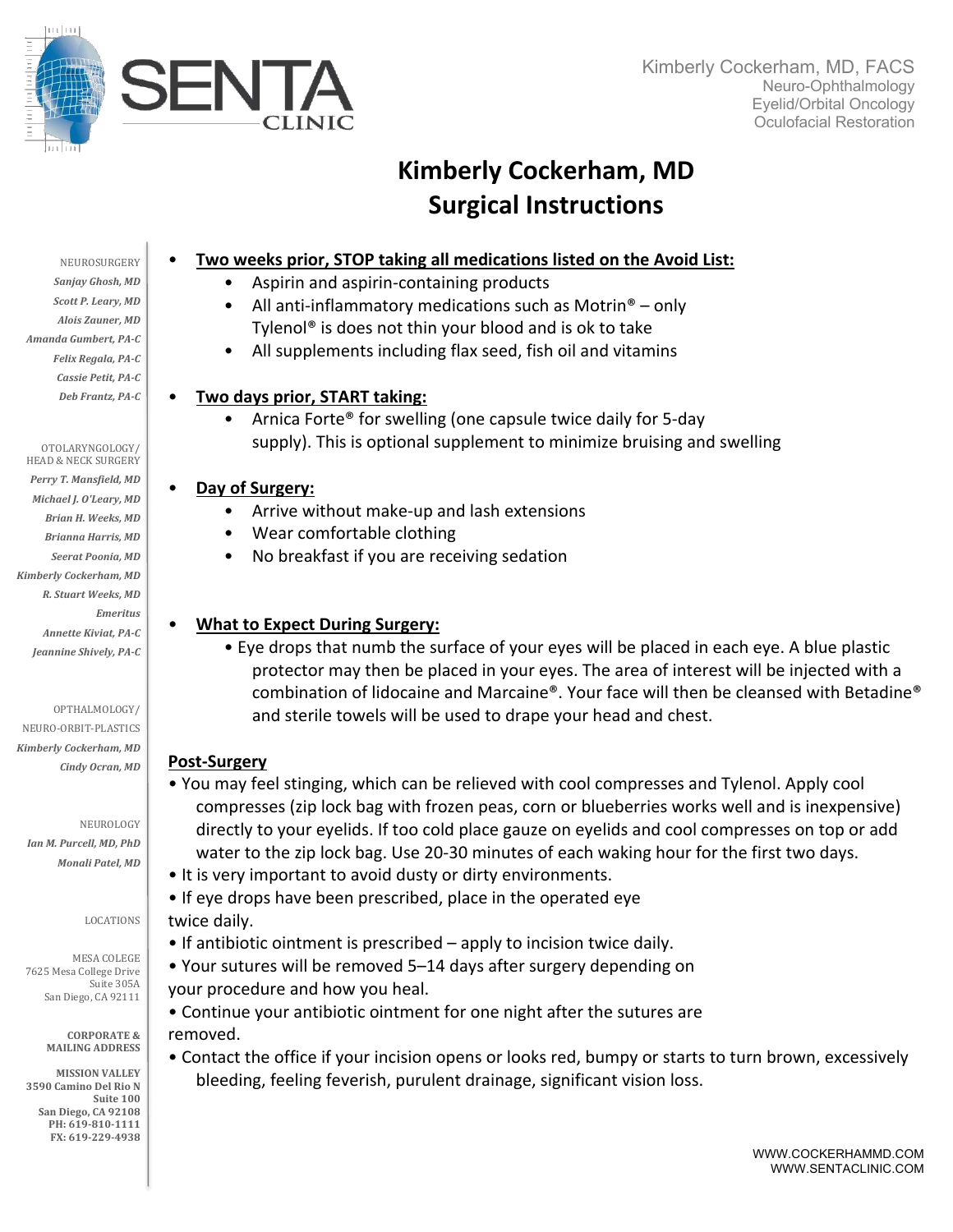SENTA CLINIC

Kimberly Cockerham, MD, FACS
Neuro-Ophthalmology
Eyelid/Orbital Oncology
Oculofacial Restoration

# Kimberly Cockerham, MD
# Surgical Instructions

NEUROSURGERY
*Sanjay Ghosh, MD*
*Scott P. Leary, MD*
*Alois Zauner, MD*
*Amanda Gumbert, PA-C*
*Felix Regala, PA-C*
*Cassie Petit, PA-C*
*Deb Frantz, PA-C*

OTOLARYNGOLOGY/
HEAD & NECK SURGERY
*Perry T. Mansfield, MD*
*Michael J. O'Leary, MD*
*Brian H. Weeks, MD*
*Brianna Harris, MD*
*Seerat Poonia, MD*
*Kimberly Cockerham, MD*
*R. Stuart Weeks, MD*
*Emeritus*
*Annette Kiviat, PA-C*
*Jeannine Shively, PA-C*

OPTHALMOLOGY/
NEURO-ORBIT-PLASTICS
*Kimberly Cockerham, MD*
*Cindy Ocran, MD*

NEUROLOGY
*Ian M. Purcell, MD, PhD*
*Monali Patel, MD*

LOCATIONS

MESA COLLEGE
7625 Mesa College Drive
Suite 305A
San Diego, CA 92111

**CORPORATE & MAILING ADDRESS**

**MISSION VALLEY**
**3590 Camino Del Rio N**
**Suite 100**
**San Diego, CA 92108**
**PH: 619-810-1111**
**FX: 619-229-4938**

- **Two weeks prior, STOP taking all medications listed on the Avoid List:**
  - Aspirin and aspirin-containing products
  - All anti-inflammatory medications such as Motrin® – only Tylenol® is does not thin your blood and is ok to take
  - All supplements including flax seed, fish oil and vitamins

- **Two days prior, START taking:**
  - Arnica Forte® for swelling (one capsule twice daily for 5-day supply). This is optional supplement to minimize bruising and swelling

- **Day of Surgery:**
  - Arrive without make-up and lash extensions
  - Wear comfortable clothing
  - No breakfast if you are receiving sedation

- **What to Expect During Surgery:**
  - Eye drops that numb the surface of your eyes will be placed in each eye. A blue plastic protector may then be placed in your eyes. The area of interest will be injected with a combination of lidocaine and Marcaine®. Your face will then be cleansed with Betadine® and sterile towels will be used to drape your head and chest.

**Post-Surgery**

- You may feel stinging, which can be relieved with cool compresses and Tylenol. Apply cool compresses (zip lock bag with frozen peas, corn or blueberries works well and is inexpensive) directly to your eyelids. If too cold place gauze on eyelids and cool compresses on top or add water to the zip lock bag. Use 20-30 minutes of each waking hour for the first two days.
- It is very important to avoid dusty or dirty environments.
- If eye drops have been prescribed, place in the operated eye twice daily.
- If antibiotic ointment is prescribed – apply to incision twice daily.
- Your sutures will be removed 5–14 days after surgery depending on your procedure and how you heal.
- Continue your antibiotic ointment for one night after the sutures are removed.
- Contact the office if your incision opens or looks red, bumpy or starts to turn brown, excessively bleeding, feeling feverish, purulent drainage, significant vision loss.

WWW.COCKERHAMMD.COM
WWW.SENTACLINIC.COM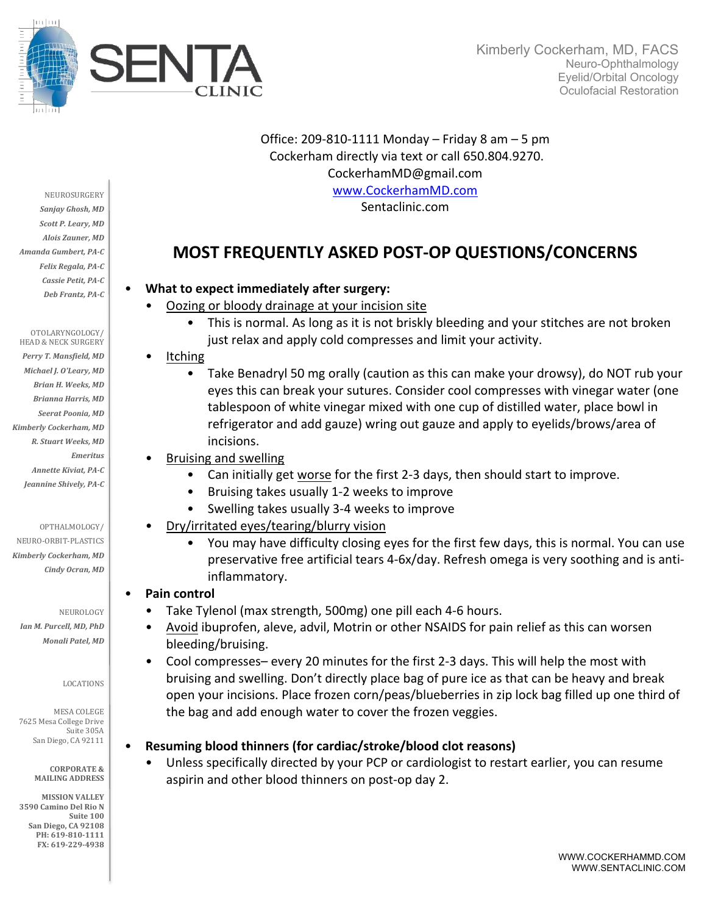Kimberly Cockerham, MD, FACS
Neuro-Ophthalmology
Eyelid/Orbital Oncology
Oculofacial Restoration

Office: 209-810-1111 Monday – Friday 8 am – 5 pm
Cockerham directly via text or call 650.804.9270.
CockerhamMD@gmail.com
www.CockerhamMD.com
Sentaclinic.com

NEUROSURGERY
*Sanjay Ghosh, MD*
*Scott P. Leary, MD*
*Alois Zauner, MD*
*Amanda Gumbert, PA-C*
*Felix Regala, PA-C*
*Cassie Petit, PA-C*
*Deb Frantz, PA-C*

OTOLARYNGOLOGY/HEAD & NECK SURGERY
*Perry T. Mansfield, MD*
*Michael J. O'Leary, MD*
*Brian H. Weeks, MD*
*Brianna Harris, MD*
*Seerat Poonia, MD*
*Kimberly Cockerham, MD*
*R. Stuart Weeks, MD*
*Emeritus*
*Annette Kiviat, PA-C*
*Jeannine Shively, PA-C*

OPTHALMOLOGY/NEURO-ORBIT-PLASTICS
*Kimberly Cockerham, MD*
*Cindy Ocran, MD*

NEUROLOGY
*Ian M. Purcell, MD, PhD*
*Monali Patel, MD*

LOCATIONS

MESA COLEGE
7625 Mesa College Drive
Suite 305A
San Diego, CA 92111

**CORPORATE & MAILING ADDRESS**

**MISSION VALLEY**
**3590 Camino Del Rio N**
**Suite 100**
**San Diego, CA 92108**
**PH: 619-810-1111**
**FX: 619-229-4938**

# MOST FREQUENTLY ASKED POST-OP QUESTIONS/CONCERNS

- **What to expect immediately after surgery:**
  - <u>Oozing or bloody drainage at your incision site</u>
    - This is normal. As long as it is not briskly bleeding and your stitches are not broken just relax and apply cold compresses and limit your activity.
  - <u>Itching</u>
    - Take Benadryl 50 mg orally (caution as this can make your drowsy), do NOT rub your eyes this can break your sutures. Consider cool compresses with vinegar water (one tablespoon of white vinegar mixed with one cup of distilled water, place bowl in refrigerator and add gauze) wring out gauze and apply to eyelids/brows/area of incisions.
  - <u>Bruising and swelling</u>
    - Can initially get <u>worse</u> for the first 2-3 days, then should start to improve.
    - Bruising takes usually 1-2 weeks to improve
    - Swelling takes usually 3-4 weeks to improve
  - <u>Dry/irritated eyes/tearing/blurry vision</u>
    - You may have difficulty closing eyes for the first few days, this is normal. You can use preservative free artificial tears 4-6x/day. Refresh omega is very soothing and is anti-inflammatory.
- **Pain control**
  - Take Tylenol (max strength, 500mg) one pill each 4-6 hours.
  - <u>Avoid</u> ibuprofen, aleve, advil, Motrin or other NSAIDS for pain relief as this can worsen bleeding/bruising.
  - Cool compresses– every 20 minutes for the first 2-3 days. This will help the most with bruising and swelling. Don't directly place bag of pure ice as that can be heavy and break open your incisions. Place frozen corn/peas/blueberries in zip lock bag filled up one third of the bag and add enough water to cover the frozen veggies.
- **Resuming blood thinners (for cardiac/stroke/blood clot reasons)**
  - Unless specifically directed by your PCP or cardiologist to restart earlier, you can resume aspirin and other blood thinners on post-op day 2.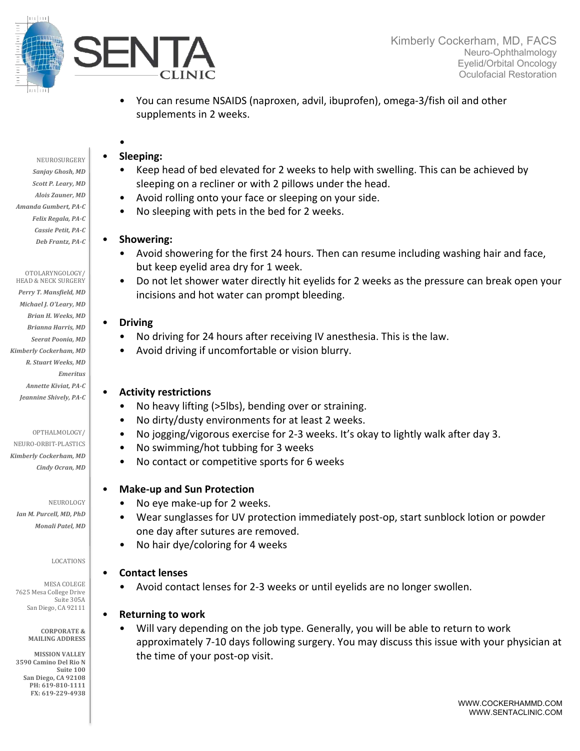- You can resume NSAIDS (naproxen, advil, ibuprofen), omega-3/fish oil and other supplements in 2 weeks.

- **Sleeping:**
  - Keep head of bed elevated for 2 weeks to help with swelling. This can be achieved by sleeping on a recliner or with 2 pillows under the head.
  - Avoid rolling onto your face or sleeping on your side.
  - No sleeping with pets in the bed for 2 weeks.

- **Showering:**
  - Avoid showering for the first 24 hours. Then can resume including washing hair and face, but keep eyelid area dry for 1 week.
  - Do not let shower water directly hit eyelids for 2 weeks as the pressure can break open your incisions and hot water can prompt bleeding.

- **Driving**
  - No driving for 24 hours after receiving IV anesthesia. This is the law.
  - Avoid driving if uncomfortable or vision blurry.

- **Activity restrictions**
  - No heavy lifting (>5lbs), bending over or straining.
  - No dirty/dusty environments for at least 2 weeks.
  - No jogging/vigorous exercise for 2-3 weeks. It's okay to lightly walk after day 3.
  - No swimming/hot tubbing for 3 weeks
  - No contact or competitive sports for 6 weeks

- **Make-up and Sun Protection**
  - No eye make-up for 2 weeks.
  - Wear sunglasses for UV protection immediately post-op, start sunblock lotion or powder one day after sutures are removed.
  - No hair dye/coloring for 4 weeks

- **Contact lenses**
  - Avoid contact lenses for 2-3 weeks or until eyelids are no longer swollen.

- **Returning to work**
  - Will vary depending on the job type. Generally, you will be able to return to work approximately 7-10 days following surgery. You may discuss this issue with your physician at the time of your post-op visit.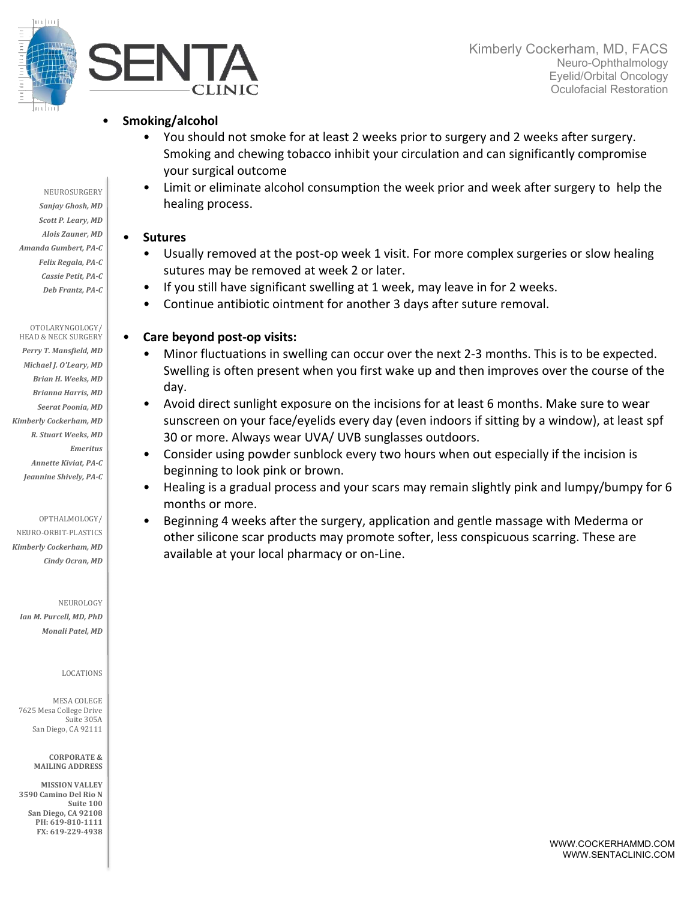- **Smoking/alcohol**
  - You should not smoke for at least 2 weeks prior to surgery and 2 weeks after surgery. Smoking and chewing tobacco inhibit your circulation and can significantly compromise your surgical outcome
  - Limit or eliminate alcohol consumption the week prior and week after surgery to help the healing process.

- **Sutures**
  - Usually removed at the post-op week 1 visit. For more complex surgeries or slow healing sutures may be removed at week 2 or later.
  - If you still have significant swelling at 1 week, may leave in for 2 weeks.
  - Continue antibiotic ointment for another 3 days after suture removal.

- **Care beyond post-op visits:**
  - Minor fluctuations in swelling can occur over the next 2-3 months. This is to be expected. Swelling is often present when you first wake up and then improves over the course of the day.
  - Avoid direct sunlight exposure on the incisions for at least 6 months. Make sure to wear sunscreen on your face/eyelids every day (even indoors if sitting by a window), at least spf 30 or more. Always wear UVA/ UVB sunglasses outdoors.
  - Consider using powder sunblock every two hours when out especially if the incision is beginning to look pink or brown.
  - Healing is a gradual process and your scars may remain slightly pink and lumpy/bumpy for 6 months or more.
  - Beginning 4 weeks after the surgery, application and gentle massage with Mederma or other silicone scar products may promote softer, less conspicuous scarring. These are available at your local pharmacy or on-Line.